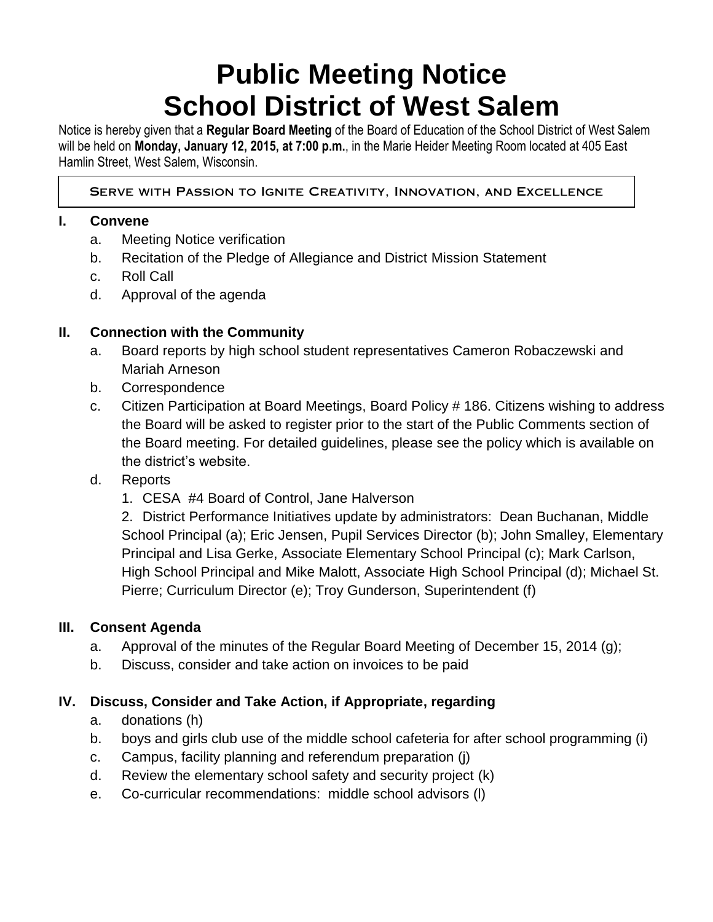# Public Meeting Notice
# School District of West Salem

Notice is hereby given that a **Regular Board Meeting** of the Board of Education of the School District of West Salem will be held on **Monday, January 12, 2015, at 7:00 p.m.**, in the Marie Heider Meeting Room located at 405 East Hamlin Street, West Salem, Wisconsin.

SERVE WITH PASSION TO IGNITE CREATIVITY, INNOVATION, AND EXCELLENCE

## I. Convene

a. Meeting Notice verification
b. Recitation of the Pledge of Allegiance and District Mission Statement
c. Roll Call
d. Approval of the agenda

## II. Connection with the Community

a. Board reports by high school student representatives Cameron Robaczewski and Mariah Arneson
b. Correspondence
c. Citizen Participation at Board Meetings, Board Policy # 186. Citizens wishing to address the Board will be asked to register prior to the start of the Public Comments section of the Board meeting. For detailed guidelines, please see the policy which is available on the district's website.
d. Reports
   1. CESA #4 Board of Control, Jane Halverson
   2. District Performance Initiatives update by administrators: Dean Buchanan, Middle School Principal (a); Eric Jensen, Pupil Services Director (b); John Smalley, Elementary Principal and Lisa Gerke, Associate Elementary School Principal (c); Mark Carlson, High School Principal and Mike Malott, Associate High School Principal (d); Michael St. Pierre; Curriculum Director (e); Troy Gunderson, Superintendent (f)

## III. Consent Agenda

a. Approval of the minutes of the Regular Board Meeting of December 15, 2014 (g);
b. Discuss, consider and take action on invoices to be paid

## IV. Discuss, Consider and Take Action, if Appropriate, regarding

a. donations (h)
b. boys and girls club use of the middle school cafeteria for after school programming (i)
c. Campus, facility planning and referendum preparation (j)
d. Review the elementary school safety and security project (k)
e. Co-curricular recommendations: middle school advisors (l)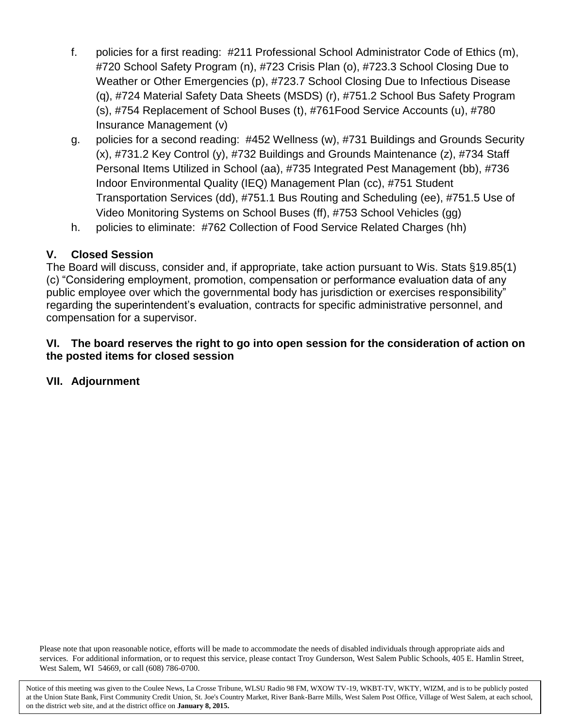f. policies for a first reading: #211 Professional School Administrator Code of Ethics (m), #720 School Safety Program (n), #723 Crisis Plan (o), #723.3 School Closing Due to Weather or Other Emergencies (p), #723.7 School Closing Due to Infectious Disease (q), #724 Material Safety Data Sheets (MSDS) (r), #751.2 School Bus Safety Program (s), #754 Replacement of School Buses (t), #761Food Service Accounts (u), #780 Insurance Management (v)

g. policies for a second reading: #452 Wellness (w), #731 Buildings and Grounds Security (x), #731.2 Key Control (y), #732 Buildings and Grounds Maintenance (z), #734 Staff Personal Items Utilized in School (aa), #735 Integrated Pest Management (bb), #736 Indoor Environmental Quality (IEQ) Management Plan (cc), #751 Student Transportation Services (dd), #751.1 Bus Routing and Scheduling (ee), #751.5 Use of Video Monitoring Systems on School Buses (ff), #753 School Vehicles (gg)

h. policies to eliminate: #762 Collection of Food Service Related Charges (hh)

## V. Closed Session

The Board will discuss, consider and, if appropriate, take action pursuant to Wis. Stats §19.85(1)(c) "Considering employment, promotion, compensation or performance evaluation data of any public employee over which the governmental body has jurisdiction or exercises responsibility" regarding the superintendent's evaluation, contracts for specific administrative personnel, and compensation for a supervisor.

## VI. The board reserves the right to go into open session for the consideration of action on the posted items for closed session

## VII. Adjournment

Please note that upon reasonable notice, efforts will be made to accommodate the needs of disabled individuals through appropriate aids and services. For additional information, or to request this service, please contact Troy Gunderson, West Salem Public Schools, 405 E. Hamlin Street, West Salem, WI 54669, or call (608) 786-0700.

Notice of this meeting was given to the Coulee News, La Crosse Tribune, WLSU Radio 98 FM, WXOW TV-19, WKBT-TV, WKTY, WIZM, and is to be publicly posted at the Union State Bank, First Community Credit Union, St. Joe's Country Market, River Bank-Barre Mills, West Salem Post Office, Village of West Salem, at each school, on the district web site, and at the district office on **January 8, 2015.**